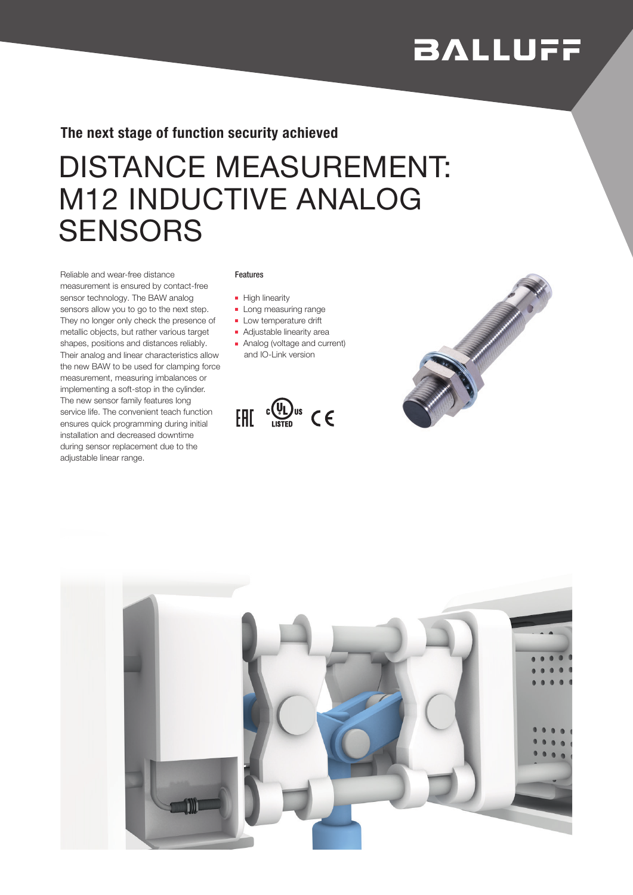BALLUFF

**The next stage of function security achieved**

# DISTANCE MEASUREMENT: M12 INDUCTIVE ANALOG SENSORS

Reliable and wear-free distance measurement is ensured by contact-free sensor technology. The BAW analog sensors allow you to go to the next step. They no longer only check the presence of metallic objects, but rather various target shapes, positions and distances reliably. Their analog and linear characteristics allow the new BAW to be used for clamping force measurement, measuring imbalances or implementing a soft-stop in the cylinder. The new sensor family features long service life. The convenient teach function ensures quick programming during initial installation and decreased downtime during sensor replacement due to the adjustable linear range.

**Features**

- High linearity
- Long measuring range
- Low temperature drift
- Adjustable linearity area
- Analog (voltage and current) and IO-Link version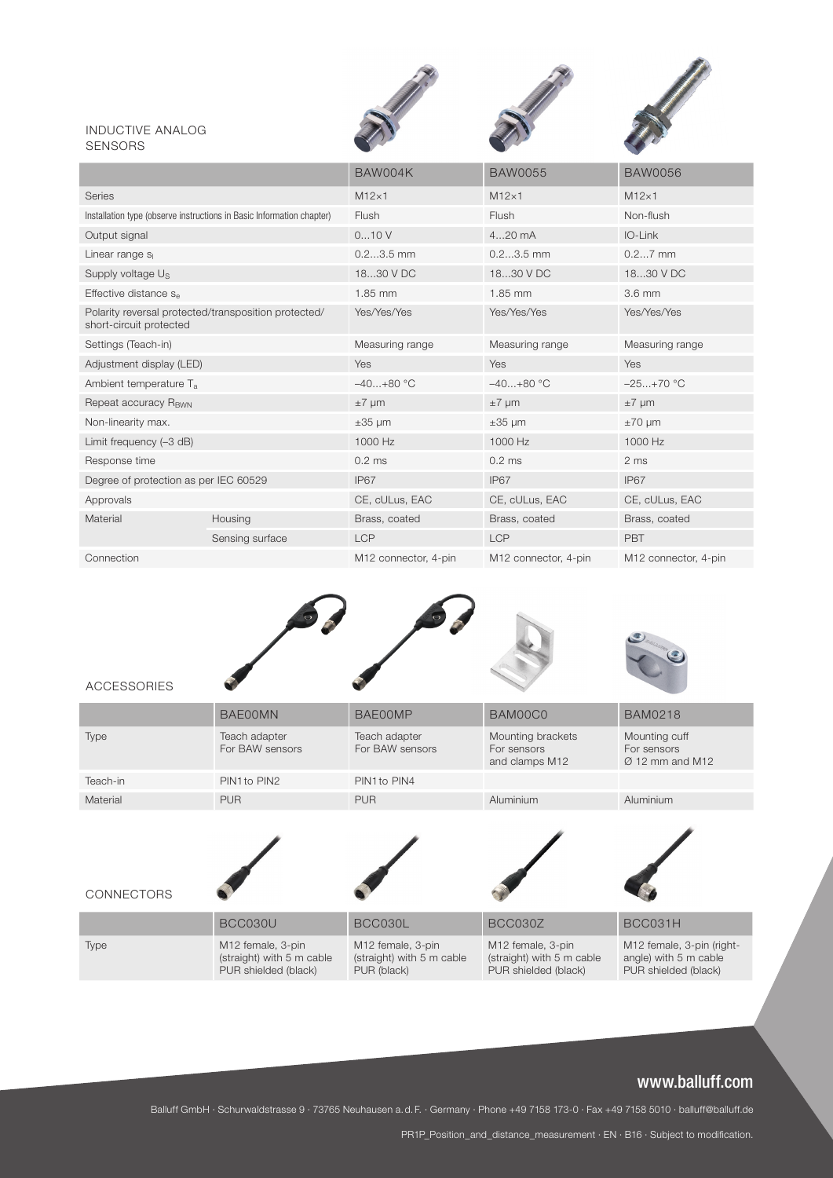## INDUCTIVE ANALOG SENSORS

| | | BAW004K | BAW0055 | BAW0056 |
|---|---|---|---|---|
| Series | | M12×1 | M12×1 | M12×1 |
| Installation type (observe instructions in Basic Information chapter) | | Flush | Flush | Non-flush |
| Output signal | | 0...10 V | 4...20 mA | IO-Link |
| Linear range $s_l$ | | 0.2...3.5 mm | 0.2...3.5 mm | 0.2...7 mm |
| Supply voltage $U_S$ | | 18...30 V DC | 18...30 V DC | 18...30 V DC |
| Effective distance $s_e$ | | 1.85 mm | 1.85 mm | 3.6 mm |
| Polarity reversal protected/transposition protected/ short-circuit protected | | Yes/Yes/Yes | Yes/Yes/Yes | Yes/Yes/Yes |
| Settings (Teach-in) | | Measuring range | Measuring range | Measuring range |
| Adjustment display (LED) | | Yes | Yes | Yes |
| Ambient temperature $T_a$ | | –40...+80 °C | –40...+80 °C | –25...+70 °C |
| Repeat accuracy $R_{BWN}$ | | ±7 µm | ±7 µm | ±7 µm |
| Non-linearity max. | | ±35 µm | ±35 µm | ±70 µm |
| Limit frequency (–3 dB) | | 1000 Hz | 1000 Hz | 1000 Hz |
| Response time | | 0.2 ms | 0.2 ms | 2 ms |
| Degree of protection as per IEC 60529 | | IP67 | IP67 | IP67 |
| Approvals | | CE, cULus, EAC | CE, cULus, EAC | CE, cULus, EAC |
| Material | Housing | Brass, coated | Brass, coated | Brass, coated |
| | Sensing surface | LCP | LCP | PBT |
| Connection | | M12 connector, 4-pin | M12 connector, 4-pin | M12 connector, 4-pin |

## ACCESSORIES

| | BAE00MN | BAE00MP | BAM00C0 | BAM0218 |
|---|---|---|---|---|
| Type | Teach adapter For BAW sensors | Teach adapter For BAW sensors | Mounting brackets For sensors and clamps M12 | Mounting cuff For sensors Ø 12 mm and M12 |
| Teach-in | PIN1 to PIN2 | PIN1 to PIN4 | | |
| Material | PUR | PUR | Aluminium | Aluminium |

## CONNECTORS

| | BCC030U | BCC030L | BCC030Z | BCC031H |
|---|---|---|---|---|
| Type | M12 female, 3-pin (straight) with 5 m cable PUR shielded (black) | M12 female, 3-pin (straight) with 5 m cable PUR (black) | M12 female, 3-pin (straight) with 5 m cable PUR shielded (black) | M12 female, 3-pin (right-angle) with 5 m cable PUR shielded (black) |

www.balluff.com

Balluff GmbH · Schurwaldstrasse 9 · 73765 Neuhausen a. d. F. · Germany · Phone +49 7158 173-0 · Fax +49 7158 5010 · balluff@balluff.de

PR1P_Position_and_distance_measurement · EN · B16 · Subject to modification.